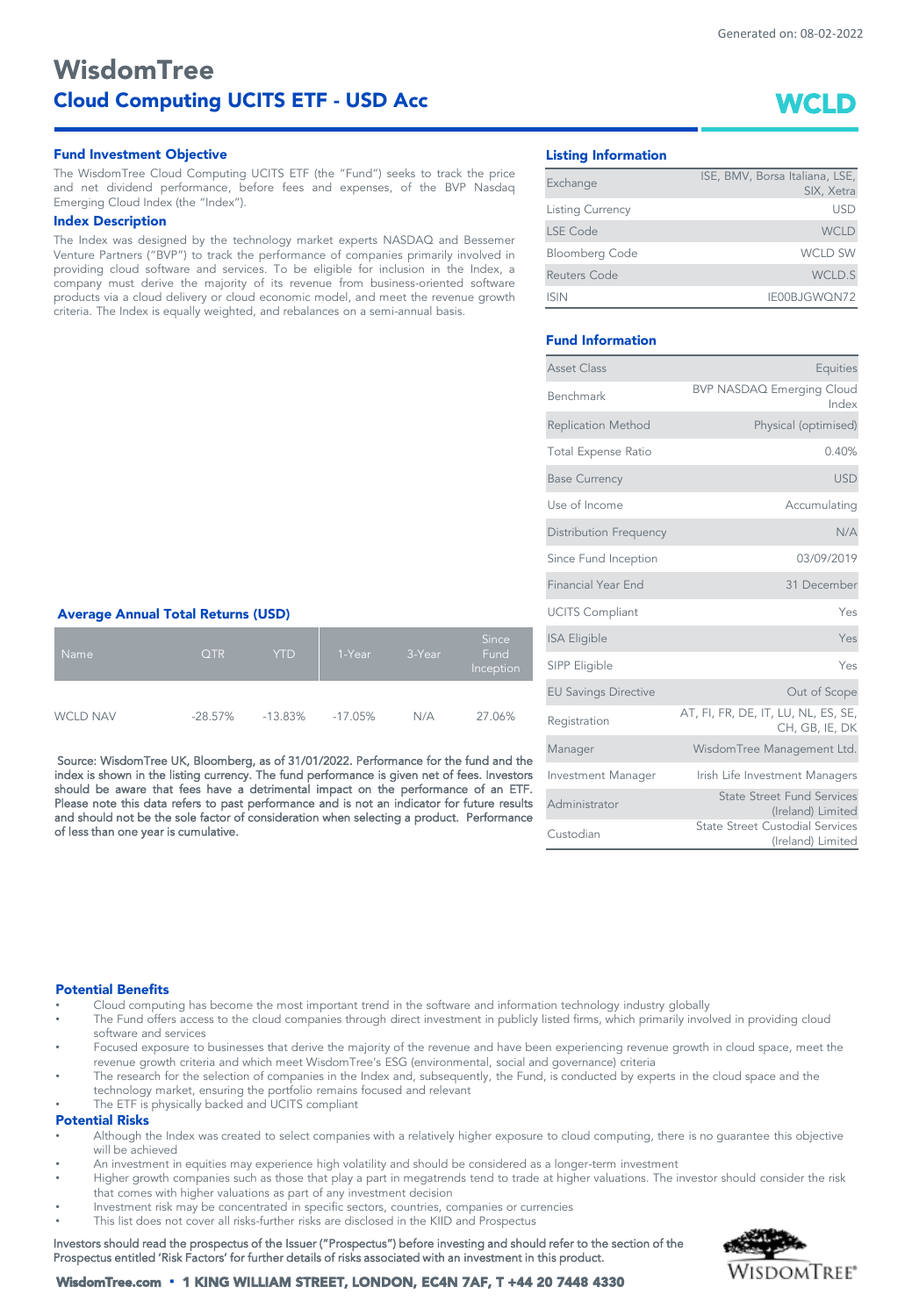Generated on: 08-02-2022

# WisdomTree
## Cloud Computing UCITS ETF - USD Acc

**WCLD**

### Fund Investment Objective

The WisdomTree Cloud Computing UCITS ETF (the "Fund") seeks to track the price and net dividend performance, before fees and expenses, of the BVP Nasdaq Emerging Cloud Index (the "Index").

### Index Description

The Index was designed by the technology market experts NASDAQ and Bessemer Venture Partners ("BVP") to track the performance of companies primarily involved in providing cloud software and services. To be eligible for inclusion in the Index, a company must derive the majority of its revenue from business-oriented software products via a cloud delivery or cloud economic model, and meet the revenue growth criteria. The Index is equally weighted, and rebalances on a semi-annual basis.

### Average Annual Total Returns (USD)

| Name | QTR | YTD | 1-Year | 3-Year | Since Fund Inception |
|---|---|---|---|---|---|
| WCLD NAV | -28.57% | -13.83% | -17.05% | N/A | 27.06% |

Source: WisdomTree UK, Bloomberg, as of 31/01/2022. Performance for the fund and the index is shown in the listing currency. The fund performance is given net of fees. Investors should be aware that fees have a detrimental impact on the performance of an ETF. Please note this data refers to past performance and is not an indicator for future results and should not be the sole factor of consideration when selecting a product. Performance of less than one year is cumulative.

### Listing Information

| | |
|---|---|
| Exchange | ISE, BMV, Borsa Italiana, LSE, SIX, Xetra |
| Listing Currency | USD |
| LSE Code | WCLD |
| Bloomberg Code | WCLD SW |
| Reuters Code | WCLD.S |
| ISIN | IE00BJGWQN72 |

### Fund Information

| | |
|---|---|
| Asset Class | Equities |
| Benchmark | BVP NASDAQ Emerging Cloud Index |
| Replication Method | Physical (optimised) |
| Total Expense Ratio | 0.40% |
| Base Currency | USD |
| Use of Income | Accumulating |
| Distribution Frequency | N/A |
| Since Fund Inception | 03/09/2019 |
| Financial Year End | 31 December |
| UCITS Compliant | Yes |
| ISA Eligible | Yes |
| SIPP Eligible | Yes |
| EU Savings Directive | Out of Scope |
| Registration | AT, FI, FR, DE, IT, LU, NL, ES, SE, CH, GB, IE, DK |
| Manager | WisdomTree Management Ltd. |
| Investment Manager | Irish Life Investment Managers |
| Administrator | State Street Fund Services (Ireland) Limited |
| Custodian | State Street Custodial Services (Ireland) Limited |

### Potential Benefits

- Cloud computing has become the most important trend in the software and information technology industry globally
- The Fund offers access to the cloud companies through direct investment in publicly listed firms, which primarily involved in providing cloud software and services
- Focused exposure to businesses that derive the majority of the revenue and have been experiencing revenue growth in cloud space, meet the revenue growth criteria and which meet WisdomTree's ESG (environmental, social and governance) criteria
- The research for the selection of companies in the Index and, subsequently, the Fund, is conducted by experts in the cloud space and the technology market, ensuring the portfolio remains focused and relevant
- The ETF is physically backed and UCITS compliant

### Potential Risks

- Although the Index was created to select companies with a relatively higher exposure to cloud computing, there is no guarantee this objective will be achieved
- An investment in equities may experience high volatility and should be considered as a longer-term investment
- Higher growth companies such as those that play a part in megatrends tend to trade at higher valuations. The investor should consider the risk that comes with higher valuations as part of any investment decision
- Investment risk may be concentrated in specific sectors, countries, companies or currencies
- This list does not cover all risks-further risks are disclosed in the KIID and Prospectus

Investors should read the prospectus of the Issuer ("Prospectus") before investing and should refer to the section of the Prospectus entitled 'Risk Factors' for further details of risks associated with an investment in this product.

**WisdomTree.com • 1 KING WILLIAM STREET, LONDON, EC4N 7AF, T +44 20 7448 4330**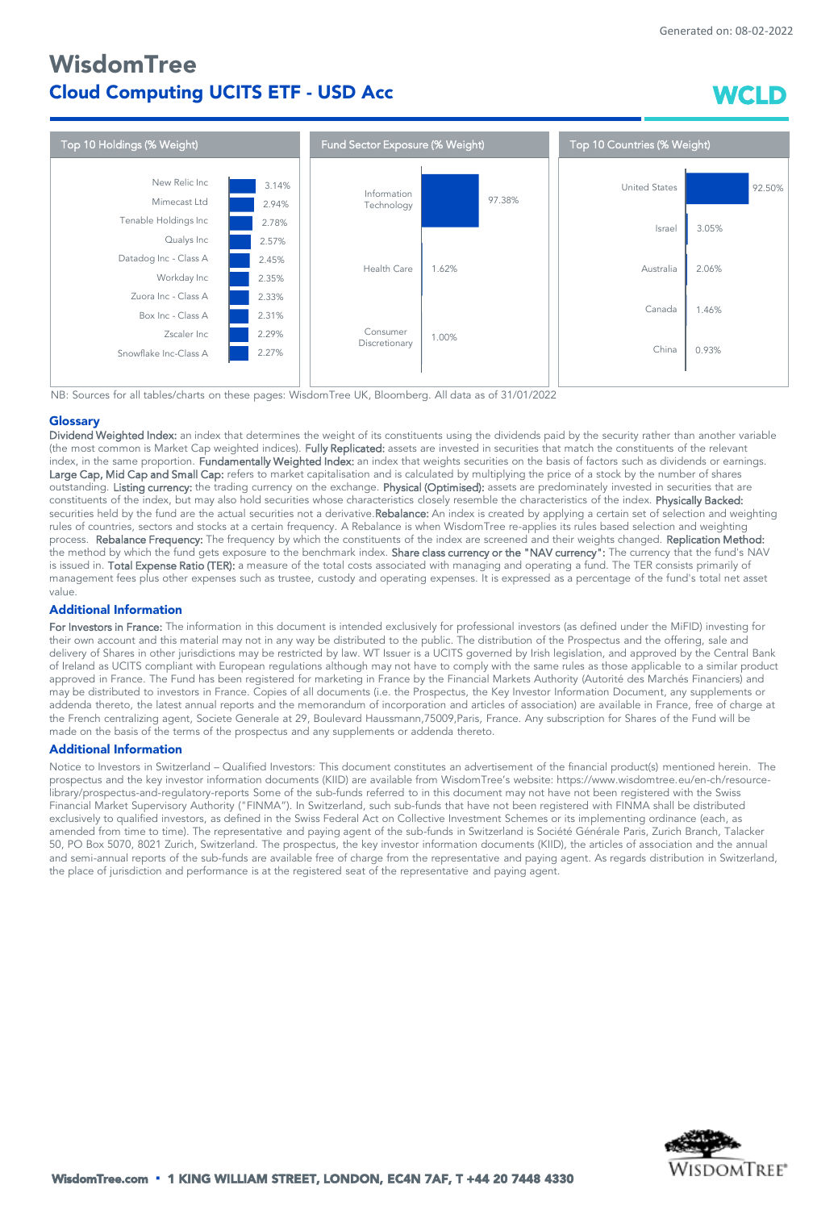# WisdomTree

## Cloud Computing UCITS ETF - USD Acc

**WCLD**

### Top 10 Holdings (% Weight)

| Holding | % Weight |
| --- | --- |
| New Relic Inc | 3.14% |
| Mimecast Ltd | 2.94% |
| Tenable Holdings Inc | 2.78% |
| Qualys Inc | 2.57% |
| Datadog Inc - Class A | 2.45% |
| Workday Inc | 2.35% |
| Zuora Inc - Class A | 2.33% |
| Box Inc - Class A | 2.31% |
| Zscaler Inc | 2.29% |
| Snowflake Inc-Class A | 2.27% |

### Fund Sector Exposure (% Weight)

| Sector | % Weight |
| --- | --- |
| Information Technology | 97.38% |
| Health Care | 1.62% |
| Consumer Discretionary | 1.00% |

### Top 10 Countries (% Weight)

| Country | % Weight |
| --- | --- |
| United States | 92.50% |
| Israel | 3.05% |
| Australia | 2.06% |
| Canada | 1.46% |
| China | 0.93% |

NB: Sources for all tables/charts on these pages: WisdomTree UK, Bloomberg. All data as of 31/01/2022

### Glossary

**Dividend Weighted Index:** an index that determines the weight of its constituents using the dividends paid by the security rather than another variable (the most common is Market Cap weighted indices). **Fully Replicated:** assets are invested in securities that match the constituents of the relevant index, in the same proportion. **Fundamentally Weighted Index:** an index that weights securities on the basis of factors such as dividends or earnings. **Large Cap, Mid Cap and Small Cap:** refers to market capitalisation and is calculated by multiplying the price of a stock by the number of shares outstanding. **Listing currency:** the trading currency on the exchange. **Physical (Optimised):** assets are predominately invested in securities that are constituents of the index, but may also hold securities whose characteristics closely resemble the characteristics of the index. **Physically Backed:** securities held by the fund are the actual securities not a derivative. **Rebalance:** An index is created by applying a certain set of selection and weighting rules of countries, sectors and stocks at a certain frequency. A Rebalance is when WisdomTree re-applies its rules based selection and weighting process. **Rebalance Frequency:** The frequency by which the constituents of the index are screened and their weights changed. **Replication Method:** the method by which the fund gets exposure to the benchmark index. **Share class currency or the "NAV currency":** The currency that the fund's NAV is issued in. **Total Expense Ratio (TER):** a measure of the total costs associated with managing and operating a fund. The TER consists primarily of management fees plus other expenses such as trustee, custody and operating expenses. It is expressed as a percentage of the fund's total net asset value.

### Additional Information

**For Investors in France:** The information in this document is intended exclusively for professional investors (as defined under the MiFID) investing for their own account and this material may not in any way be distributed to the public. The distribution of the Prospectus and the offering, sale and delivery of Shares in other jurisdictions may be restricted by law. WT Issuer is a UCITS governed by Irish legislation, and approved by the Central Bank of Ireland as UCITS compliant with European regulations although may not have to comply with the same rules as those applicable to a similar product approved in France. The Fund has been registered for marketing in France by the Financial Markets Authority (Autorité des Marchés Financiers) and may be distributed to investors in France. Copies of all documents (i.e. the Prospectus, the Key Investor Information Document, any supplements or addenda thereto, the latest annual reports and the memorandum of incorporation and articles of association) are available in France, free of charge at the French centralizing agent, Societe Generale at 29, Boulevard Haussmann,75009,Paris, France. Any subscription for Shares of the Fund will be made on the basis of the terms of the prospectus and any supplements or addenda thereto.

### Additional Information

Notice to Investors in Switzerland – Qualified Investors: This document constitutes an advertisement of the financial product(s) mentioned herein. The prospectus and the key investor information documents (KIID) are available from WisdomTree's website: https://www.wisdomtree.eu/en-ch/resource-library/prospectus-and-regulatory-reports Some of the sub-funds referred to in this document may not have not been registered with the Swiss Financial Market Supervisory Authority ("FINMA"). In Switzerland, such sub-funds that have not been registered with FINMA shall be distributed exclusively to qualified investors, as defined in the Swiss Federal Act on Collective Investment Schemes or its implementing ordinance (each, as amended from time to time). The representative and paying agent of the sub-funds in Switzerland is Société Générale Paris, Zurich Branch, Talacker 50, PO Box 5070, 8021 Zurich, Switzerland. The prospectus, the key investor information documents (KIID), the articles of association and the annual and semi-annual reports of the sub-funds are available free of charge from the representative and paying agent. As regards distribution in Switzerland, the place of jurisdiction and performance is at the registered seat of the representative and paying agent.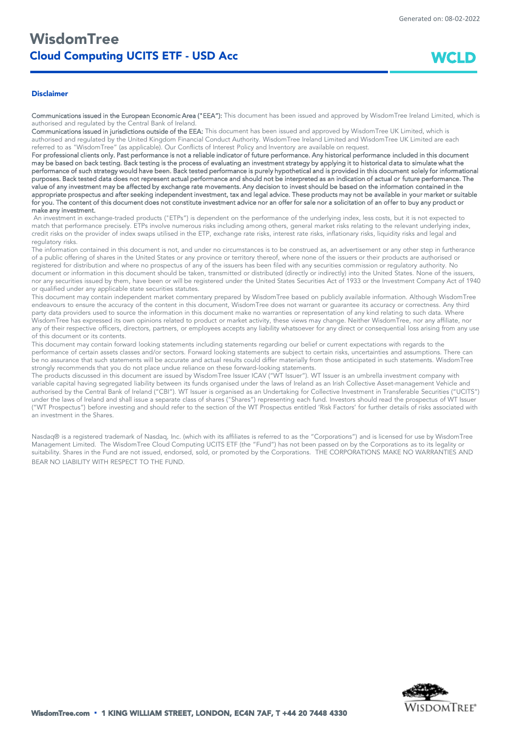## Disclaimer

**Communications issued in the European Economic Area ("EEA"):** This document has been issued and approved by WisdomTree Ireland Limited, which is authorised and regulated by the Central Bank of Ireland.

**Communications issued in jurisdictions outside of the EEA:** This document has been issued and approved by WisdomTree UK Limited, which is authorised and regulated by the United Kingdom Financial Conduct Authority. WisdomTree Ireland Limited and WisdomTree UK Limited are each referred to as "WisdomTree" (as applicable). Our Conflicts of Interest Policy and Inventory are available on request.

**For professional clients only. Past performance is not a reliable indicator of future performance. Any historical performance included in this document may be based on back testing. Back testing is the process of evaluating an investment strategy by applying it to historical data to simulate what the performance of such strategy would have been. Back tested performance is purely hypothetical and is provided in this document solely for informational purposes. Back tested data does not represent actual performance and should not be interpreted as an indication of actual or future performance. The value of any investment may be affected by exchange rate movements. Any decision to invest should be based on the information contained in the appropriate prospectus and after seeking independent investment, tax and legal advice. These products may not be available in your market or suitable for you. The content of this document does not constitute investment advice nor an offer for sale nor a solicitation of an offer to buy any product or make any investment.**

An investment in exchange-traded products ("ETPs") is dependent on the performance of the underlying index, less costs, but it is not expected to match that performance precisely. ETPs involve numerous risks including among others, general market risks relating to the relevant underlying index, credit risks on the provider of index swaps utilised in the ETP, exchange rate risks, interest rate risks, inflationary risks, liquidity risks and legal and regulatory risks.

The information contained in this document is not, and under no circumstances is to be construed as, an advertisement or any other step in furtherance of a public offering of shares in the United States or any province or territory thereof, where none of the issuers or their products are authorised or registered for distribution and where no prospectus of any of the issuers has been filed with any securities commission or regulatory authority. No document or information in this document should be taken, transmitted or distributed (directly or indirectly) into the United States. None of the issuers, nor any securities issued by them, have been or will be registered under the United States Securities Act of 1933 or the Investment Company Act of 1940 or qualified under any applicable state securities statutes.

This document may contain independent market commentary prepared by WisdomTree based on publicly available information. Although WisdomTree endeavours to ensure the accuracy of the content in this document, WisdomTree does not warrant or guarantee its accuracy or correctness. Any third party data providers used to source the information in this document make no warranties or representation of any kind relating to such data. Where WisdomTree has expressed its own opinions related to product or market activity, these views may change. Neither WisdomTree, nor any affiliate, nor any of their respective officers, directors, partners, or employees accepts any liability whatsoever for any direct or consequential loss arising from any use of this document or its contents.

This document may contain forward looking statements including statements regarding our belief or current expectations with regards to the performance of certain assets classes and/or sectors. Forward looking statements are subject to certain risks, uncertainties and assumptions. There can be no assurance that such statements will be accurate and actual results could differ materially from those anticipated in such statements. WisdomTree strongly recommends that you do not place undue reliance on these forward-looking statements.

The products discussed in this document are issued by WisdomTree Issuer ICAV ("WT Issuer"). WT Issuer is an umbrella investment company with variable capital having segregated liability between its funds organised under the laws of Ireland as an Irish Collective Asset-management Vehicle and authorised by the Central Bank of Ireland ("CBI"). WT Issuer is organised as an Undertaking for Collective Investment in Transferable Securities ("UCITS") under the laws of Ireland and shall issue a separate class of shares ("Shares") representing each fund. Investors should read the prospectus of WT Issuer ("WT Prospectus") before investing and should refer to the section of the WT Prospectus entitled 'Risk Factors' for further details of risks associated with an investment in the Shares.

Nasdaq® is a registered trademark of Nasdaq, Inc. (which with its affiliates is referred to as the "Corporations") and is licensed for use by WisdomTree Management Limited. The WisdomTree Cloud Computing UCITS ETF (the "Fund") has not been passed on by the Corporations as to its legality or suitability. Shares in the Fund are not issued, endorsed, sold, or promoted by the Corporations. THE CORPORATIONS MAKE NO WARRANTIES AND BEAR NO LIABILITY WITH RESPECT TO THE FUND.